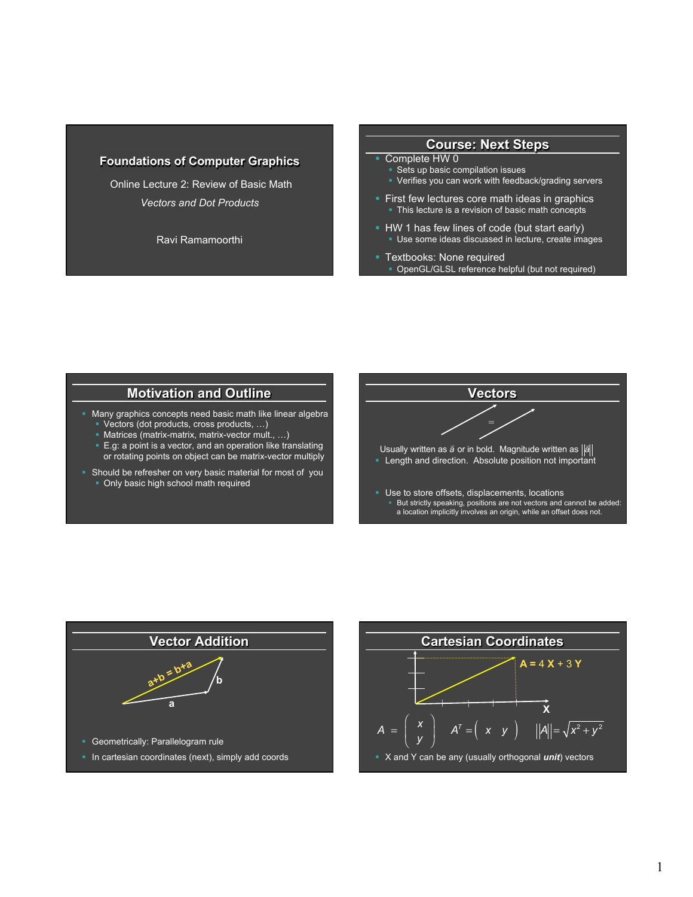# Foundations of Computer Graphics

Online Lecture 2: Review of Basic Math

*Vectors and Dot Products*

Ravi Ramamoorthi

## Course: Next Steps

- Complete HW 0
  - Sets up basic compilation issues
  - Verifies you can work with feedback/grading servers
- First few lectures core math ideas in graphics
  - This lecture is a revision of basic math concepts
- HW 1 has few lines of code (but start early)
  - Use some ideas discussed in lecture, create images
- Textbooks: None required
  - OpenGL/GLSL reference helpful (but not required)

## Motivation and Outline

- Many graphics concepts need basic math like linear algebra
  - Vectors (dot products, cross products, …)
  - Matrices (matrix-matrix, matrix-vector mult., …)
  - E.g: a point is a vector, and an operation like translating or rotating points on object can be matrix-vector multiply
- Should be refresher on very basic material for most of you
  - Only basic high school math required

## Vectors

=

Usually written as $\vec{a}$ or in bold. Magnitude written as $\|\vec{a}\|$

- Length and direction. Absolute position not important
- Use to store offsets, displacements, locations
  - But strictly speaking, positions are not vectors and cannot be added: a location implicitly involves an origin, while an offset does not.

## Vector Addition

a+b = b+a

b

a

- Geometrically: Parallelogram rule
- In cartesian coordinates (next), simply add coords

## Cartesian Coordinates

**A =** 4 **X** + 3 **Y**

**X**

$$A = \begin{pmatrix} x \\ y \end{pmatrix} \qquad A^T = \begin{pmatrix} x & y \end{pmatrix} \qquad \|A\| = \sqrt{x^2 + y^2}$$

- X and Y can be any (usually orthogonal ***unit***) vectors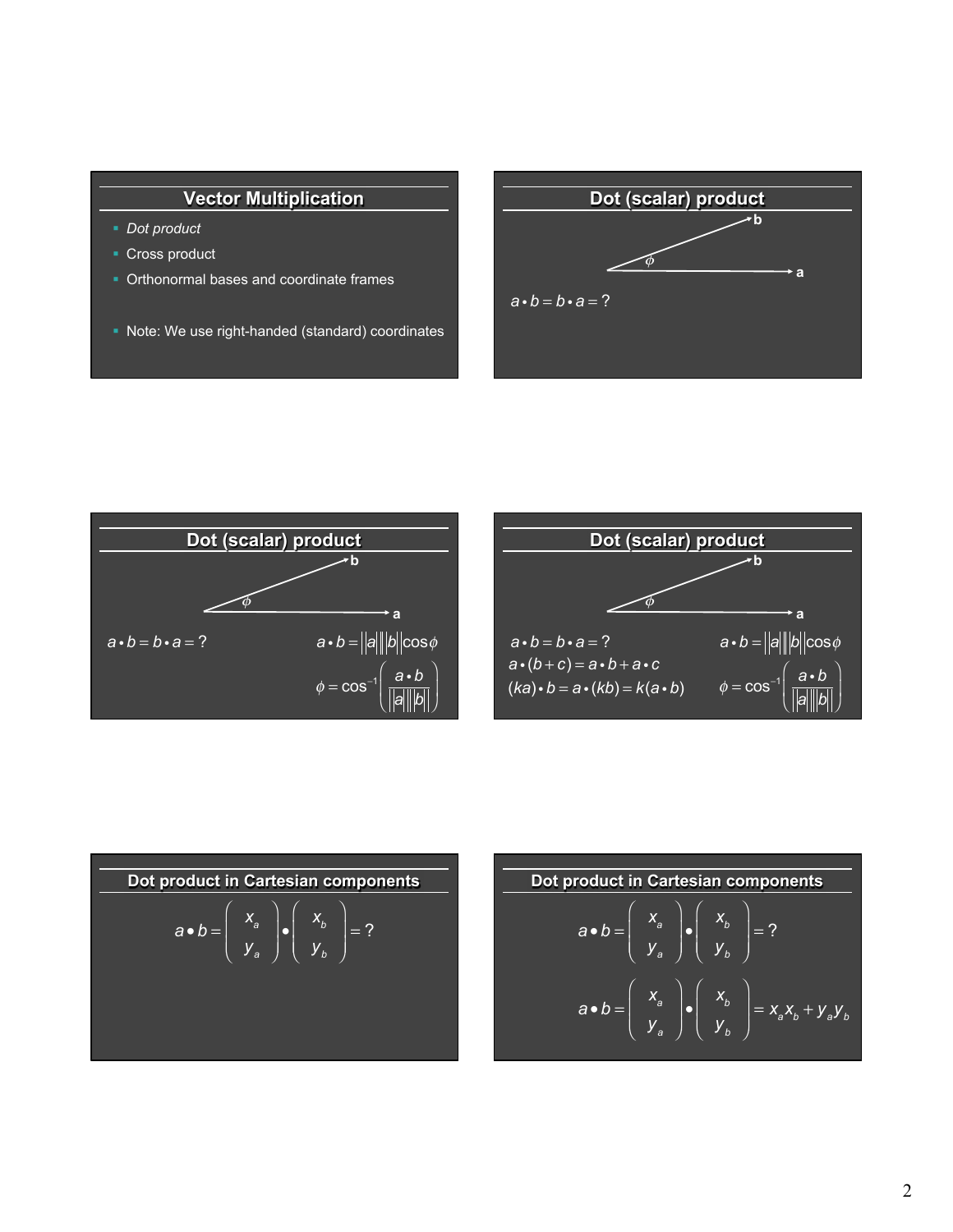## Vector Multiplication

- *Dot product*
- Cross product
- Orthonormal bases and coordinate frames

- Note: We use right-handed (standard) coordinates

## Dot (scalar) product

$$a \bullet b = b \bullet a = ?$$

## Dot (scalar) product

$$a \bullet b = b \bullet a = ?$$

$$a \bullet b = \|a\|\|b\|\cos\phi$$

$$\phi = \cos^{-1}\left(\frac{a \bullet b}{\|a\|\|b\|}\right)$$

## Dot (scalar) product

$$a \bullet b = b \bullet a = ?$$

$$a \bullet (b + c) = a \bullet b + a \bullet c$$

$$(ka) \bullet b = a \bullet (kb) = k(a \bullet b)$$

$$a \bullet b = \|a\|\|b\|\cos\phi$$

$$\phi = \cos^{-1}\left(\frac{a \bullet b}{\|a\|\|b\|}\right)$$

## Dot product in Cartesian components

$$a \bullet b = \begin{pmatrix} x_a \\ y_a \end{pmatrix} \bullet \begin{pmatrix} x_b \\ y_b \end{pmatrix} = ?$$

## Dot product in Cartesian components

$$a \bullet b = \begin{pmatrix} x_a \\ y_a \end{pmatrix} \bullet \begin{pmatrix} x_b \\ y_b \end{pmatrix} = ?$$

$$a \bullet b = \begin{pmatrix} x_a \\ y_a \end{pmatrix} \bullet \begin{pmatrix} x_b \\ y_b \end{pmatrix} = x_a x_b + y_a y_b$$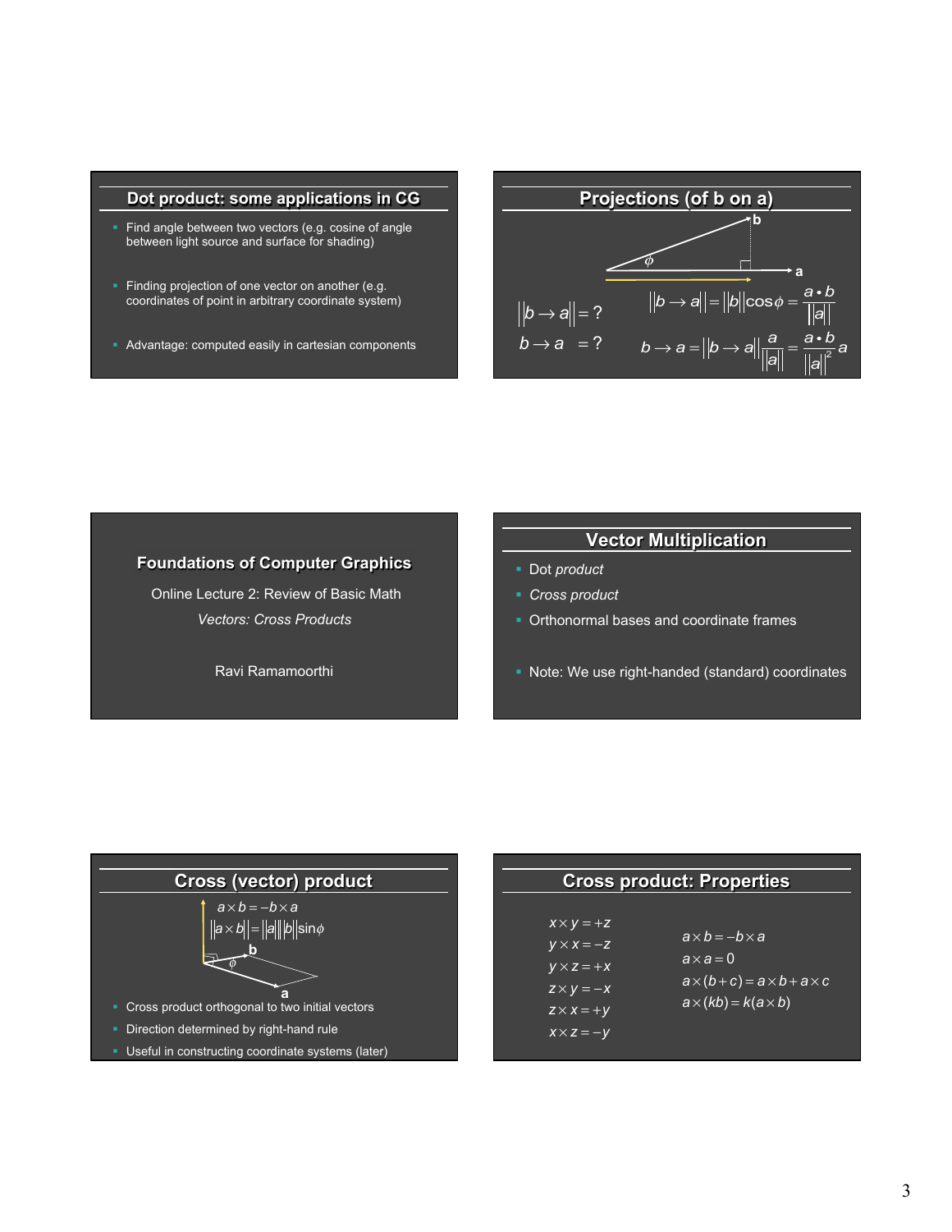## Dot product: some applications in CG

- Find angle between two vectors (e.g. cosine of angle between light source and surface for shading)
- Finding projection of one vector on another (e.g. coordinates of point in arbitrary coordinate system)
- Advantage: computed easily in cartesian components

## Projections (of b on a)

$$\|b \to a\| = ?$$

$$b \to a \quad = ?$$

$$\|b \to a\| = \|b\|\cos\phi = \frac{a \bullet b}{\|a\|}$$

$$b \to a = \|b \to a\| \frac{a}{\|a\|} = \frac{a \bullet b}{\|a\|^2} a$$

## Foundations of Computer Graphics

Online Lecture 2: Review of Basic Math

*Vectors: Cross Products*

Ravi Ramamoorthi

## Vector Multiplication

- Dot *product*
- *Cross product*
- Orthonormal bases and coordinate frames
- Note: We use right-handed (standard) coordinates

## Cross (vector) product

$$a \times b = -b \times a$$

$$\|a \times b\| = \|a\|\|b\|\sin\phi$$

- Cross product orthogonal to two initial vectors
- Direction determined by right-hand rule
- Useful in constructing coordinate systems (later)

## Cross product: Properties

$$x \times y = +z$$
$$y \times x = -z$$
$$y \times z = +x$$
$$z \times y = -x$$
$$z \times x = +y$$
$$x \times z = -y$$

$$a \times b = -b \times a$$
$$a \times a = 0$$
$$a \times (b + c) = a \times b + a \times c$$
$$a \times (kb) = k(a \times b)$$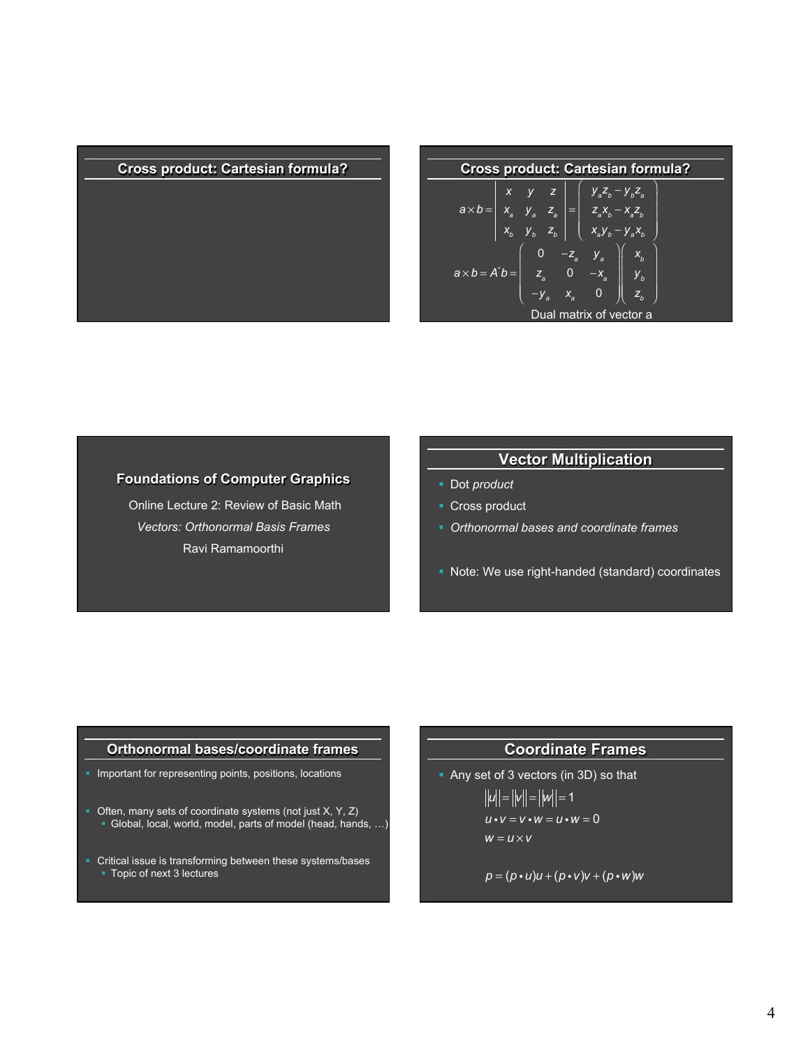## Cross product: Cartesian formula?

## Cross product: Cartesian formula?

$$a \times b = \begin{vmatrix} x & y & z \\ x_a & y_a & z_a \\ x_b & y_b & z_b \end{vmatrix} = \begin{pmatrix} y_a z_b - y_b z_a \\ z_a x_b - x_a z_b \\ x_a y_b - y_a x_b \end{pmatrix}$$

$$a \times b = A^{*} b = \begin{pmatrix} 0 & -z_a & y_a \\ z_a & 0 & -x_a \\ -y_a & x_a & 0 \end{pmatrix} \begin{pmatrix} x_b \\ y_b \\ z_b \end{pmatrix}$$

Dual matrix of vector a

## Foundations of Computer Graphics

Online Lecture 2: Review of Basic Math

*Vectors: Orthonormal Basis Frames*

Ravi Ramamoorthi

## Vector Multiplication

- Dot *product*
- Cross product
- *Orthonormal bases and coordinate frames*

- Note: We use right-handed (standard) coordinates

## Orthonormal bases/coordinate frames

- Important for representing points, positions, locations

- Often, many sets of coordinate systems (not just X, Y, Z)
  - Global, local, world, model, parts of model (head, hands, …)

- Critical issue is transforming between these systems/bases
  - Topic of next 3 lectures

## Coordinate Frames

- Any set of 3 vectors (in 3D) so that

$$\|u\| = \|v\| = \|w\| = 1$$

$$u \bullet v = v \bullet w = u \bullet w = 0$$

$$w = u \times v$$

$$p = (p \bullet u)u + (p \bullet v)v + (p \bullet w)w$$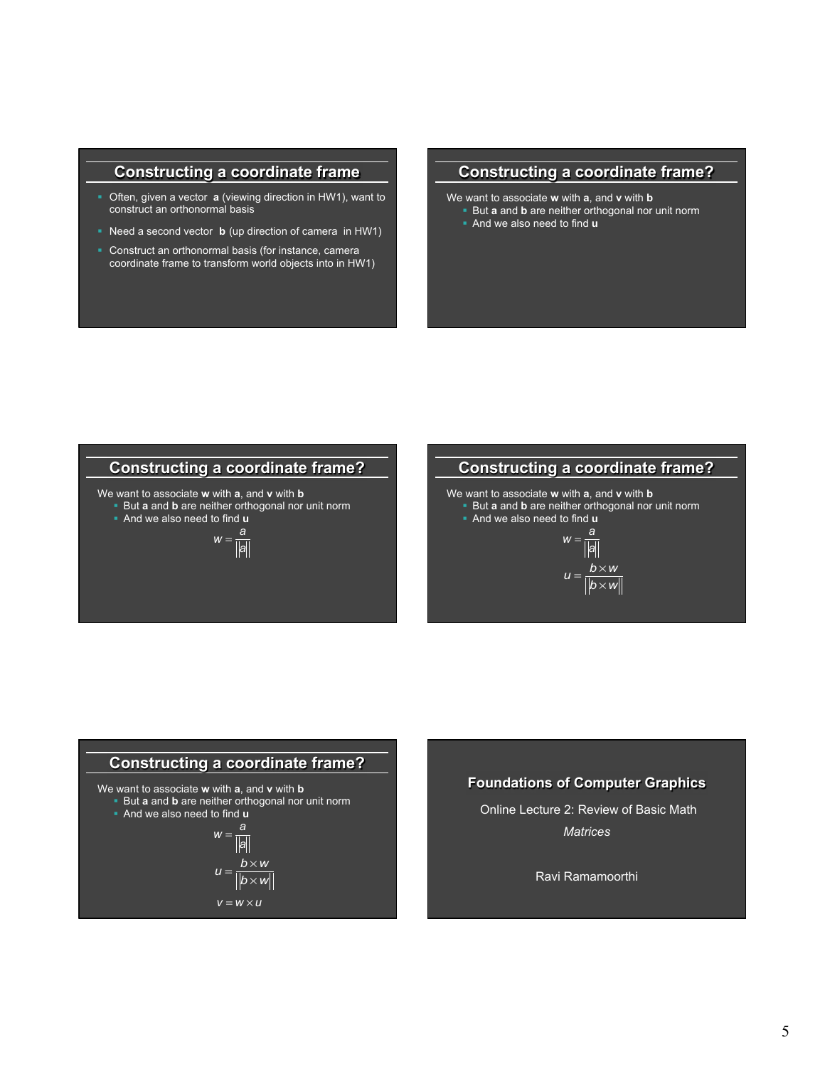## Constructing a coordinate frame

- Often, given a vector **a** (viewing direction in HW1), want to construct an orthonormal basis
- Need a second vector **b** (up direction of camera in HW1)
- Construct an orthonormal basis (for instance, camera coordinate frame to transform world objects into in HW1)

## Constructing a coordinate frame?

We want to associate **w** with **a**, and **v** with **b**

- But **a** and **b** are neither orthogonal nor unit norm
- And we also need to find **u**

## Constructing a coordinate frame?

We want to associate **w** with **a**, and **v** with **b**

- But **a** and **b** are neither orthogonal nor unit norm
- And we also need to find **u**

$$w = \frac{a}{\|a\|}$$

## Constructing a coordinate frame?

We want to associate **w** with **a**, and **v** with **b**

- But **a** and **b** are neither orthogonal nor unit norm
- And we also need to find **u**

$$w = \frac{a}{\|a\|}$$

$$u = \frac{b \times w}{\|b \times w\|}$$

## Constructing a coordinate frame?

We want to associate **w** with **a**, and **v** with **b**

- But **a** and **b** are neither orthogonal nor unit norm
- And we also need to find **u**

$$w = \frac{a}{\|a\|}$$

$$u = \frac{b \times w}{\|b \times w\|}$$

$$v = w \times u$$

## Foundations of Computer Graphics

Online Lecture 2: Review of Basic Math

*Matrices*

Ravi Ramamoorthi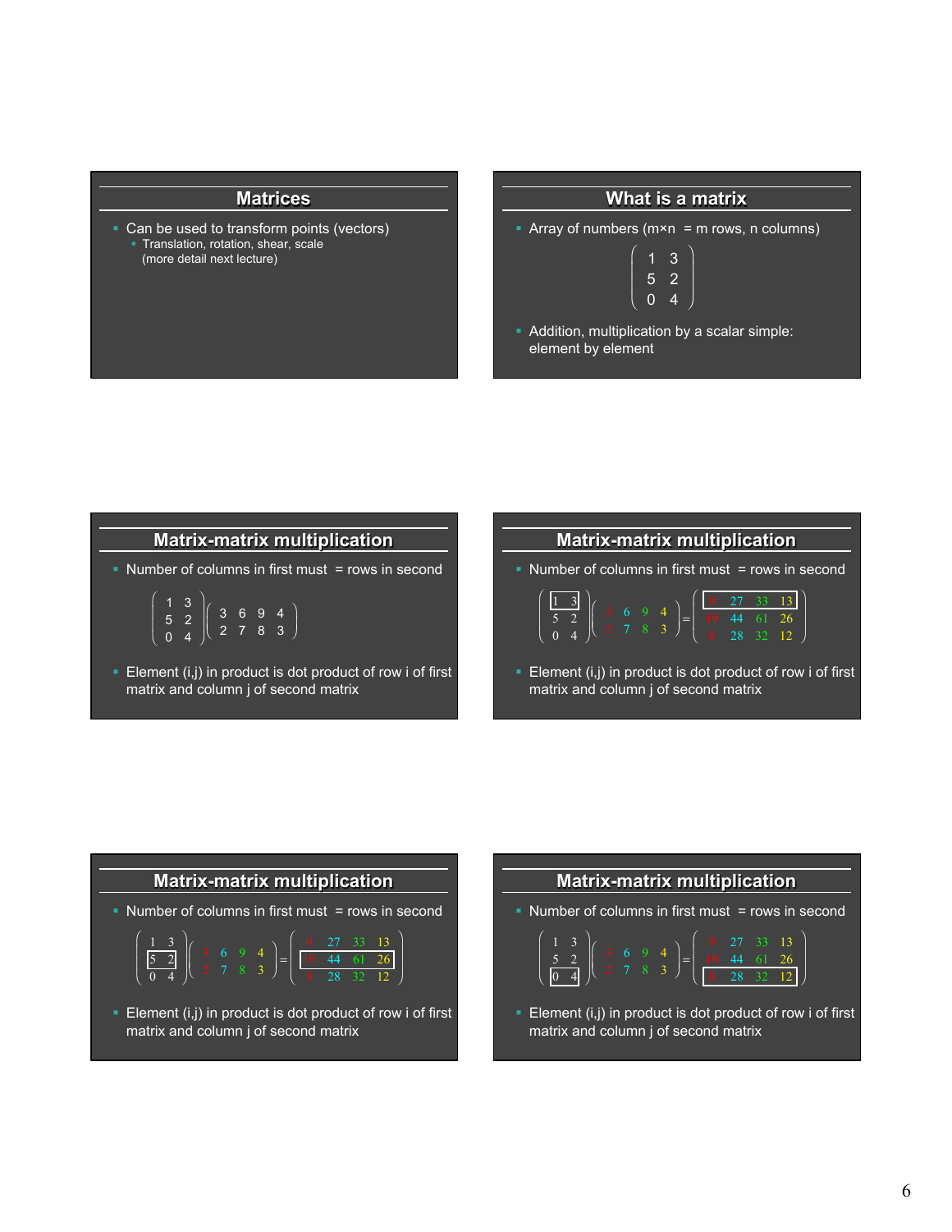## Matrices

- Can be used to transform points (vectors)
  - Translation, rotation, shear, scale
    (more detail next lecture)

## What is a matrix

- Array of numbers (m×n = m rows, n columns)

$$\begin{pmatrix} 1 & 3 \\ 5 & 2 \\ 0 & 4 \end{pmatrix}$$

- Addition, multiplication by a scalar simple: element by element

## Matrix-matrix multiplication

- Number of columns in first must = rows in second

$$\begin{pmatrix} 1 & 3 \\ 5 & 2 \\ 0 & 4 \end{pmatrix} \begin{pmatrix} 3 & 6 & 9 & 4 \\ 2 & 7 & 8 & 3 \end{pmatrix}$$

- Element (i,j) in product is dot product of row i of first matrix and column j of second matrix

## Matrix-matrix multiplication

- Number of columns in first must = rows in second

$$\begin{pmatrix} 1 & 3 \\ 5 & 2 \\ 0 & 4 \end{pmatrix} \begin{pmatrix} 3 & 6 & 9 & 4 \\ 2 & 7 & 8 & 3 \end{pmatrix} = \begin{pmatrix} 9 & 27 & 33 & 13 \\ 19 & 44 & 61 & 26 \\ 8 & 28 & 32 & 12 \end{pmatrix}$$

- Element (i,j) in product is dot product of row i of first matrix and column j of second matrix

## Matrix-matrix multiplication

- Number of columns in first must = rows in second

$$\begin{pmatrix} 1 & 3 \\ 5 & 2 \\ 0 & 4 \end{pmatrix} \begin{pmatrix} 3 & 6 & 9 & 4 \\ 2 & 7 & 8 & 3 \end{pmatrix} = \begin{pmatrix} 9 & 27 & 33 & 13 \\ 19 & 44 & 61 & 26 \\ 8 & 28 & 32 & 12 \end{pmatrix}$$

- Element (i,j) in product is dot product of row i of first matrix and column j of second matrix

## Matrix-matrix multiplication

- Number of columns in first must = rows in second

$$\begin{pmatrix} 1 & 3 \\ 5 & 2 \\ 0 & 4 \end{pmatrix} \begin{pmatrix} 3 & 6 & 9 & 4 \\ 2 & 7 & 8 & 3 \end{pmatrix} = \begin{pmatrix} 9 & 27 & 33 & 13 \\ 19 & 44 & 61 & 26 \\ 8 & 28 & 32 & 12 \end{pmatrix}$$

- Element (i,j) in product is dot product of row i of first matrix and column j of second matrix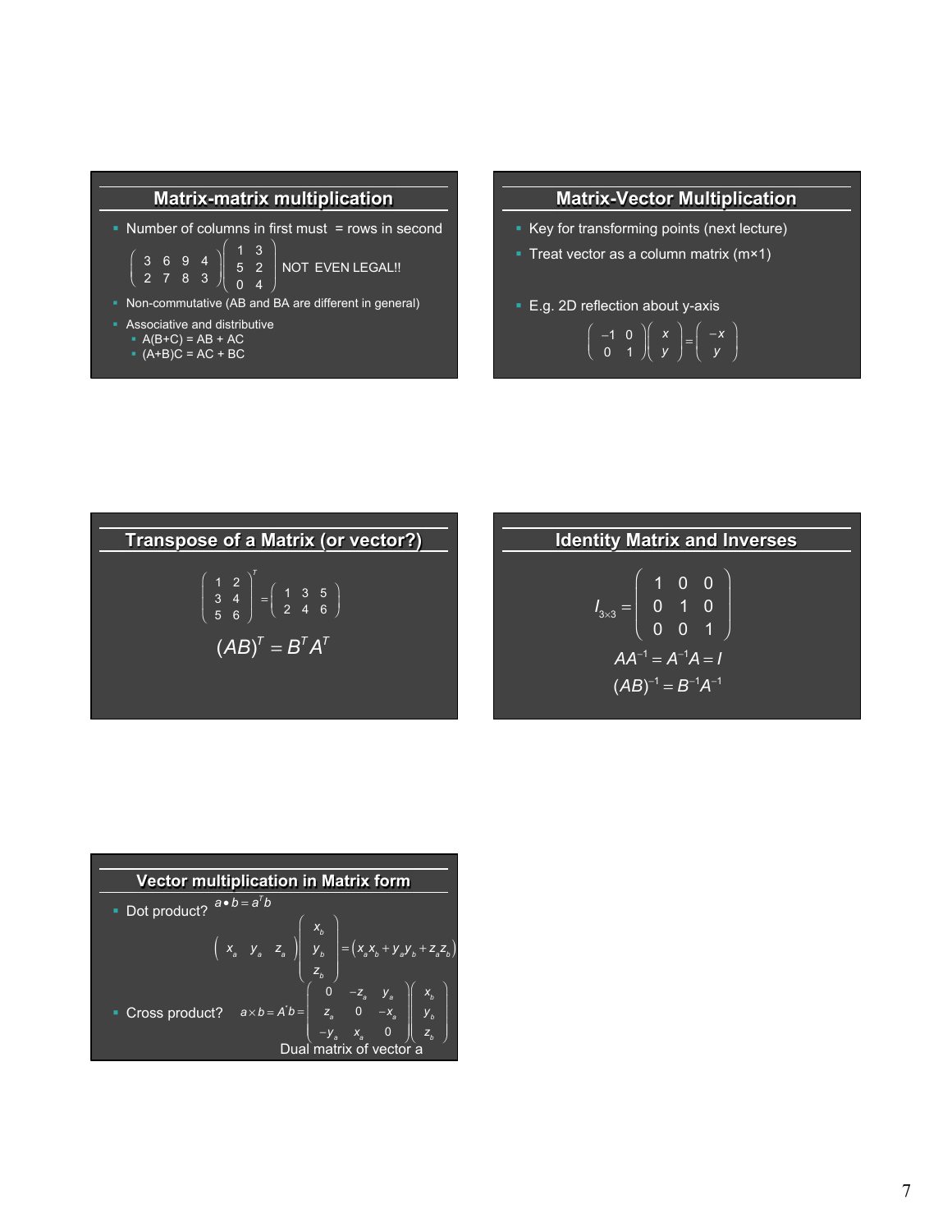## Matrix-matrix multiplication

- Number of columns in first must = rows in second

$$\begin{pmatrix} 3 & 6 & 9 & 4 \\ 2 & 7 & 8 & 3 \end{pmatrix} \begin{pmatrix} 1 & 3 \\ 5 & 2 \\ 0 & 4 \end{pmatrix} \quad \text{NOT EVEN LEGAL!!}$$

- Non-commutative (AB and BA are different in general)
- Associative and distributive
  - A(B+C) = AB + AC
  - (A+B)C = AC + BC

## Matrix-Vector Multiplication

- Key for transforming points (next lecture)
- Treat vector as a column matrix (m×1)
- E.g. 2D reflection about y-axis

$$\begin{pmatrix} -1 & 0 \\ 0 & 1 \end{pmatrix} \begin{pmatrix} x \\ y \end{pmatrix} = \begin{pmatrix} -x \\ y \end{pmatrix}$$

## Transpose of a Matrix (or vector?)

$$\begin{pmatrix} 1 & 2 \\ 3 & 4 \\ 5 & 6 \end{pmatrix}^T = \begin{pmatrix} 1 & 3 & 5 \\ 2 & 4 & 6 \end{pmatrix}$$

$$(AB)^T = B^T A^T$$

## Identity Matrix and Inverses

$$I_{3\times3} = \begin{pmatrix} 1 & 0 & 0 \\ 0 & 1 & 0 \\ 0 & 0 & 1 \end{pmatrix}$$

$$AA^{-1} = A^{-1}A = I$$

$$(AB)^{-1} = B^{-1}A^{-1}$$

## Vector multiplication in Matrix form

- Dot product? $a \bullet b = a^T b$

$$\begin{pmatrix} x_a & y_a & z_a \end{pmatrix} \begin{pmatrix} x_b \\ y_b \\ z_b \end{pmatrix} = \begin{pmatrix} x_a x_b + y_a y_b + z_a z_b \end{pmatrix}$$

- Cross product? $a \times b = A^* b = \begin{pmatrix} 0 & -z_a & y_a \\ z_a & 0 & -x_a \\ -y_a & x_a & 0 \end{pmatrix} \begin{pmatrix} x_b \\ y_b \\ z_b \end{pmatrix}$

Dual matrix of vector a